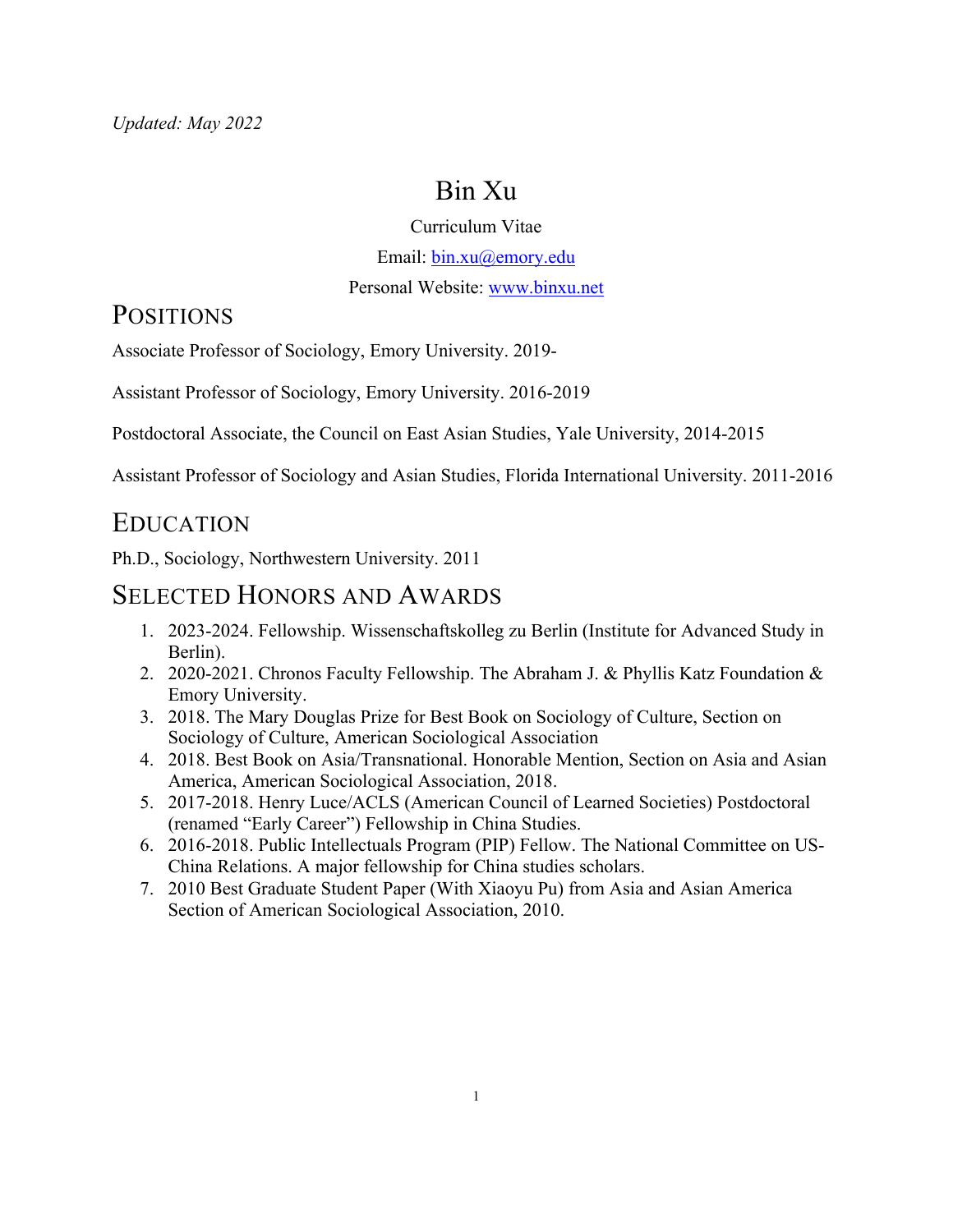*Updated: May 2022*

# Bin Xu

Curriculum Vitae

Email: [bin.xu@emory.edu](mailto:bin.xu@emory.edu)

Personal Website: [www.binxu.net](http://www.binxu.net)

## Positions

Associate Professor of Sociology, Emory University. 2019-

Assistant Professor of Sociology, Emory University. 2016-2019

Postdoctoral Associate, the Council on East Asian Studies, Yale University, 2014-2015

Assistant Professor of Sociology and Asian Studies, Florida International University. 2011-2016

## Education

Ph.D., Sociology, Northwestern University. 2011

## Selected Honors and Awards

1. 2023-2024. Fellowship. Wissenschaftskolleg zu Berlin (Institute for Advanced Study in Berlin).
2. 2020-2021. Chronos Faculty Fellowship. The Abraham J. & Phyllis Katz Foundation & Emory University.
3. 2018. The Mary Douglas Prize for Best Book on Sociology of Culture, Section on Sociology of Culture, American Sociological Association
4. 2018. Best Book on Asia/Transnational. Honorable Mention, Section on Asia and Asian America, American Sociological Association, 2018.
5. 2017-2018. Henry Luce/ACLS (American Council of Learned Societies) Postdoctoral (renamed "Early Career") Fellowship in China Studies.
6. 2016-2018. Public Intellectuals Program (PIP) Fellow. The National Committee on US-China Relations. A major fellowship for China studies scholars.
7. 2010 Best Graduate Student Paper (With Xiaoyu Pu) from Asia and Asian America Section of American Sociological Association, 2010.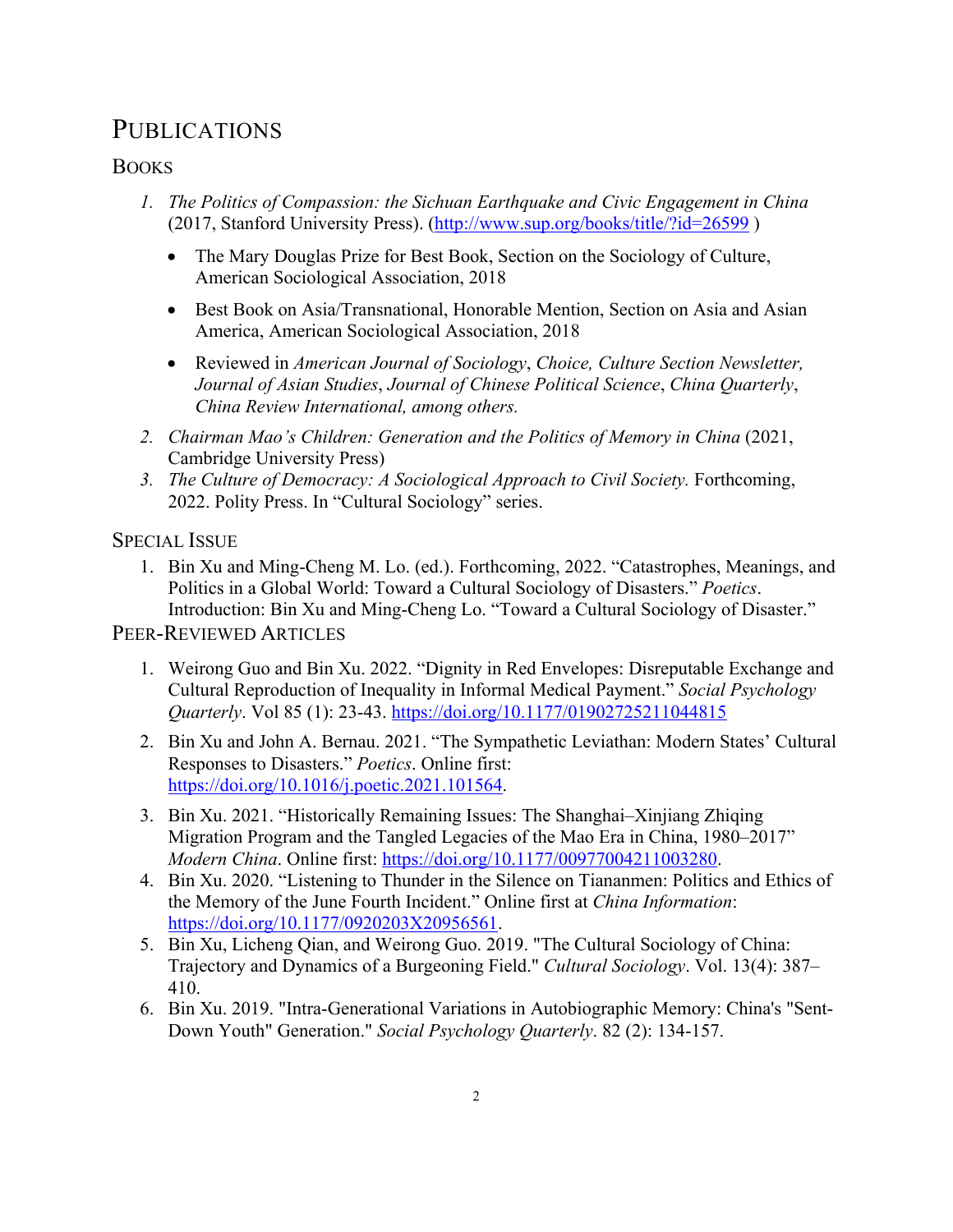# PUBLICATIONS

## BOOKS

1. *The Politics of Compassion: the Sichuan Earthquake and Civic Engagement in China* (2017, Stanford University Press). (http://www.sup.org/books/title/?id=26599 )
   - The Mary Douglas Prize for Best Book, Section on the Sociology of Culture, American Sociological Association, 2018
   - Best Book on Asia/Transnational, Honorable Mention, Section on Asia and Asian America, American Sociological Association, 2018
   - Reviewed in *American Journal of Sociology*, *Choice, Culture Section Newsletter, Journal of Asian Studies*, *Journal of Chinese Political Science*, *China Quarterly*, *China Review International, among others.*
2. *Chairman Mao's Children: Generation and the Politics of Memory in China* (2021, Cambridge University Press)
3. *The Culture of Democracy: A Sociological Approach to Civil Society.* Forthcoming, 2022. Polity Press. In "Cultural Sociology" series.

## SPECIAL ISSUE

1. Bin Xu and Ming-Cheng M. Lo. (ed.). Forthcoming, 2022. "Catastrophes, Meanings, and Politics in a Global World: Toward a Cultural Sociology of Disasters." *Poetics*. Introduction: Bin Xu and Ming-Cheng Lo. "Toward a Cultural Sociology of Disaster."

## PEER-REVIEWED ARTICLES

1. Weirong Guo and Bin Xu. 2022. "Dignity in Red Envelopes: Disreputable Exchange and Cultural Reproduction of Inequality in Informal Medical Payment." *Social Psychology Quarterly*. Vol 85 (1): 23-43. https://doi.org/10.1177/01902725211044815
2. Bin Xu and John A. Bernau. 2021. "The Sympathetic Leviathan: Modern States' Cultural Responses to Disasters." *Poetics*. Online first: https://doi.org/10.1016/j.poetic.2021.101564.
3. Bin Xu. 2021. "Historically Remaining Issues: The Shanghai–Xinjiang Zhiqing Migration Program and the Tangled Legacies of the Mao Era in China, 1980–2017" *Modern China*. Online first: https://doi.org/10.1177/00977004211003280.
4. Bin Xu. 2020. "Listening to Thunder in the Silence on Tiananmen: Politics and Ethics of the Memory of the June Fourth Incident." Online first at *China Information*: https://doi.org/10.1177/0920203X20956561.
5. Bin Xu, Licheng Qian, and Weirong Guo. 2019. "The Cultural Sociology of China: Trajectory and Dynamics of a Burgeoning Field." *Cultural Sociology*. Vol. 13(4): 387–410.
6. Bin Xu. 2019. "Intra-Generational Variations in Autobiographic Memory: China's "Sent-Down Youth" Generation." *Social Psychology Quarterly*. 82 (2): 134-157.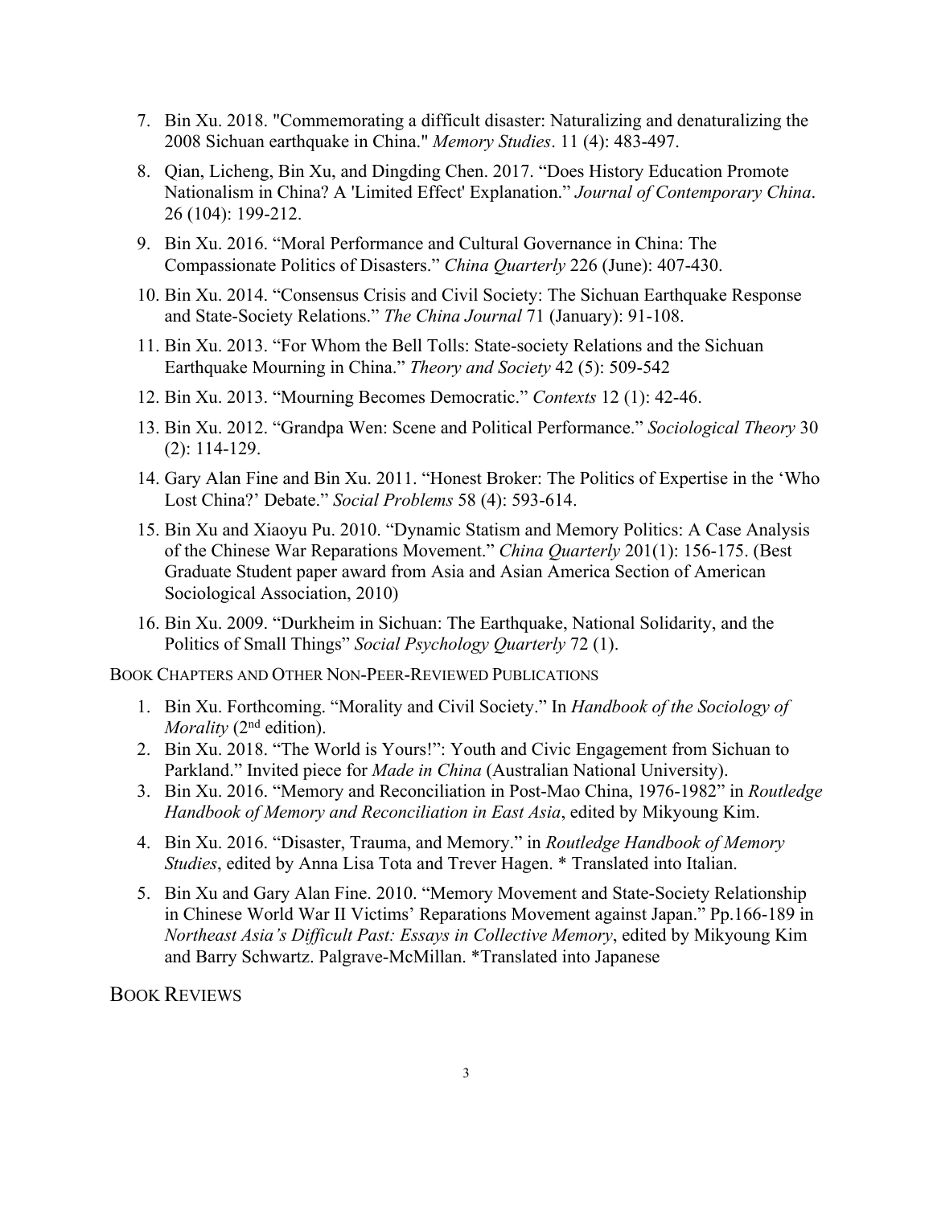7. Bin Xu. 2018. "Commemorating a difficult disaster: Naturalizing and denaturalizing the 2008 Sichuan earthquake in China." *Memory Studies*. 11 (4): 483-497.

8. Qian, Licheng, Bin Xu, and Dingding Chen. 2017. "Does History Education Promote Nationalism in China? A 'Limited Effect' Explanation." *Journal of Contemporary China*. 26 (104): 199-212.

9. Bin Xu. 2016. "Moral Performance and Cultural Governance in China: The Compassionate Politics of Disasters." *China Quarterly* 226 (June): 407-430.

10. Bin Xu. 2014. "Consensus Crisis and Civil Society: The Sichuan Earthquake Response and State-Society Relations." *The China Journal* 71 (January): 91-108.

11. Bin Xu. 2013. "For Whom the Bell Tolls: State-society Relations and the Sichuan Earthquake Mourning in China." *Theory and Society* 42 (5): 509-542

12. Bin Xu. 2013. "Mourning Becomes Democratic." *Contexts* 12 (1): 42-46.

13. Bin Xu. 2012. "Grandpa Wen: Scene and Political Performance." *Sociological Theory* 30 (2): 114-129.

14. Gary Alan Fine and Bin Xu. 2011. "Honest Broker: The Politics of Expertise in the 'Who Lost China?' Debate." *Social Problems* 58 (4): 593-614.

15. Bin Xu and Xiaoyu Pu. 2010. "Dynamic Statism and Memory Politics: A Case Analysis of the Chinese War Reparations Movement." *China Quarterly* 201(1): 156-175. (Best Graduate Student paper award from Asia and Asian America Section of American Sociological Association, 2010)

16. Bin Xu. 2009. "Durkheim in Sichuan: The Earthquake, National Solidarity, and the Politics of Small Things" *Social Psychology Quarterly* 72 (1).

BOOK CHAPTERS AND OTHER NON-PEER-REVIEWED PUBLICATIONS

1. Bin Xu. Forthcoming. "Morality and Civil Society." In *Handbook of the Sociology of Morality* (2nd edition).
2. Bin Xu. 2018. "The World is Yours!": Youth and Civic Engagement from Sichuan to Parkland." Invited piece for *Made in China* (Australian National University).
3. Bin Xu. 2016. "Memory and Reconciliation in Post-Mao China, 1976-1982" in *Routledge Handbook of Memory and Reconciliation in East Asia*, edited by Mikyoung Kim.
4. Bin Xu. 2016. "Disaster, Trauma, and Memory." in *Routledge Handbook of Memory Studies*, edited by Anna Lisa Tota and Trever Hagen. * Translated into Italian.
5. Bin Xu and Gary Alan Fine. 2010. "Memory Movement and State-Society Relationship in Chinese World War II Victims' Reparations Movement against Japan." Pp.166-189 in *Northeast Asia's Difficult Past: Essays in Collective Memory*, edited by Mikyoung Kim and Barry Schwartz. Palgrave-McMillan. *Translated into Japanese

BOOK REVIEWS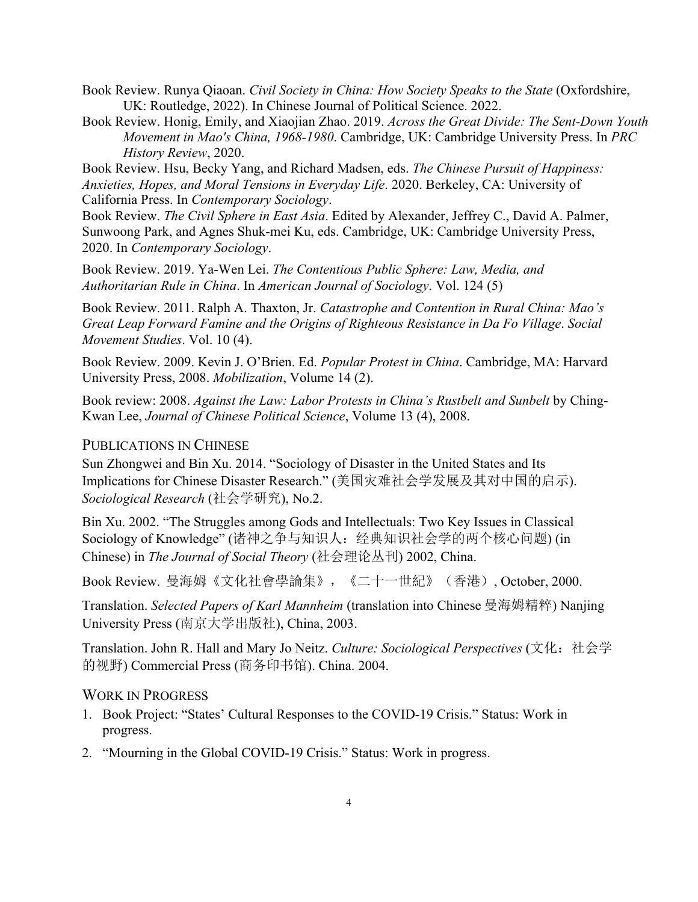Book Review. Runya Qiaoan. *Civil Society in China: How Society Speaks to the State* (Oxfordshire, UK: Routledge, 2022). In Chinese Journal of Political Science. 2022.

Book Review. Honig, Emily, and Xiaojian Zhao. 2019. *Across the Great Divide: The Sent-Down Youth Movement in Mao's China, 1968-1980*. Cambridge, UK: Cambridge University Press. In *PRC History Review*, 2020.

Book Review. Hsu, Becky Yang, and Richard Madsen, eds. *The Chinese Pursuit of Happiness: Anxieties, Hopes, and Moral Tensions in Everyday Life*. 2020. Berkeley, CA: University of California Press. In *Contemporary Sociology*.

Book Review. *The Civil Sphere in East Asia*. Edited by Alexander, Jeffrey C., David A. Palmer, Sunwoong Park, and Agnes Shuk-mei Ku, eds. Cambridge, UK: Cambridge University Press, 2020. In *Contemporary Sociology*.

Book Review. 2019. Ya-Wen Lei. *The Contentious Public Sphere: Law, Media, and Authoritarian Rule in China*. In *American Journal of Sociology*. Vol. 124 (5)

Book Review. 2011. Ralph A. Thaxton, Jr. *Catastrophe and Contention in Rural China: Mao's Great Leap Forward Famine and the Origins of Righteous Resistance in Da Fo Village*. *Social Movement Studies*. Vol. 10 (4).

Book Review. 2009. Kevin J. O'Brien. Ed. *Popular Protest in China*. Cambridge, MA: Harvard University Press, 2008. *Mobilization*, Volume 14 (2).

Book review: 2008. *Against the Law: Labor Protests in China's Rustbelt and Sunbelt* by Ching-Kwan Lee, *Journal of Chinese Political Science*, Volume 13 (4), 2008.

## Publications in Chinese

Sun Zhongwei and Bin Xu. 2014. "Sociology of Disaster in the United States and Its Implications for Chinese Disaster Research." (美国灾难社会学发展及其对中国的启示). *Sociological Research* (社会学研究), No.2.

Bin Xu. 2002. "The Struggles among Gods and Intellectuals: Two Key Issues in Classical Sociology of Knowledge" (诸神之争与知识人：经典知识社会学的两个核心问题) (in Chinese) in *The Journal of Social Theory* (社会理论丛刊) 2002, China.

Book Review. 曼海姆《文化社會學論集》，《二十一世紀》（香港）, October, 2000.

Translation. *Selected Papers of Karl Mannheim* (translation into Chinese 曼海姆精粹) Nanjing University Press (南京大学出版社), China, 2003.

Translation. John R. Hall and Mary Jo Neitz. *Culture: Sociological Perspectives* (文化：社会学的视野) Commercial Press (商务印书馆). China. 2004.

## Work in Progress

1. Book Project: "States' Cultural Responses to the COVID-19 Crisis." Status: Work in progress.
2. "Mourning in the Global COVID-19 Crisis." Status: Work in progress.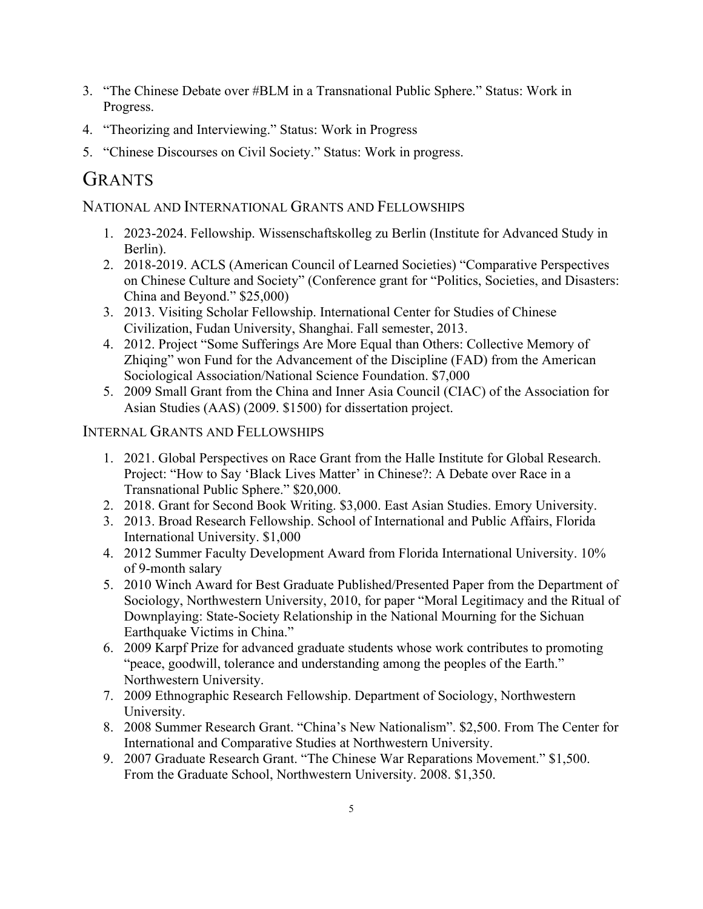3. "The Chinese Debate over #BLM in a Transnational Public Sphere." Status: Work in Progress.
4. "Theorizing and Interviewing." Status: Work in Progress
5. "Chinese Discourses on Civil Society." Status: Work in progress.

# GRANTS

## NATIONAL AND INTERNATIONAL GRANTS AND FELLOWSHIPS

1. 2023-2024. Fellowship. Wissenschaftskolleg zu Berlin (Institute for Advanced Study in Berlin).
2. 2018-2019. ACLS (American Council of Learned Societies) "Comparative Perspectives on Chinese Culture and Society" (Conference grant for "Politics, Societies, and Disasters: China and Beyond." $25,000)
3. 2013. Visiting Scholar Fellowship. International Center for Studies of Chinese Civilization, Fudan University, Shanghai. Fall semester, 2013.
4. 2012. Project "Some Sufferings Are More Equal than Others: Collective Memory of Zhiqing" won Fund for the Advancement of the Discipline (FAD) from the American Sociological Association/National Science Foundation. $7,000
5. 2009 Small Grant from the China and Inner Asia Council (CIAC) of the Association for Asian Studies (AAS) (2009. $1500) for dissertation project.

## INTERNAL GRANTS AND FELLOWSHIPS

1. 2021. Global Perspectives on Race Grant from the Halle Institute for Global Research. Project: "How to Say 'Black Lives Matter' in Chinese?: A Debate over Race in a Transnational Public Sphere." $20,000.
2. 2018. Grant for Second Book Writing. $3,000. East Asian Studies. Emory University.
3. 2013. Broad Research Fellowship. School of International and Public Affairs, Florida International University. $1,000
4. 2012 Summer Faculty Development Award from Florida International University. 10% of 9-month salary
5. 2010 Winch Award for Best Graduate Published/Presented Paper from the Department of Sociology, Northwestern University, 2010, for paper "Moral Legitimacy and the Ritual of Downplaying: State-Society Relationship in the National Mourning for the Sichuan Earthquake Victims in China."
6. 2009 Karpf Prize for advanced graduate students whose work contributes to promoting "peace, goodwill, tolerance and understanding among the peoples of the Earth." Northwestern University.
7. 2009 Ethnographic Research Fellowship. Department of Sociology, Northwestern University.
8. 2008 Summer Research Grant. "China's New Nationalism". $2,500. From The Center for International and Comparative Studies at Northwestern University.
9. 2007 Graduate Research Grant. "The Chinese War Reparations Movement." $1,500. From the Graduate School, Northwestern University. 2008. $1,350.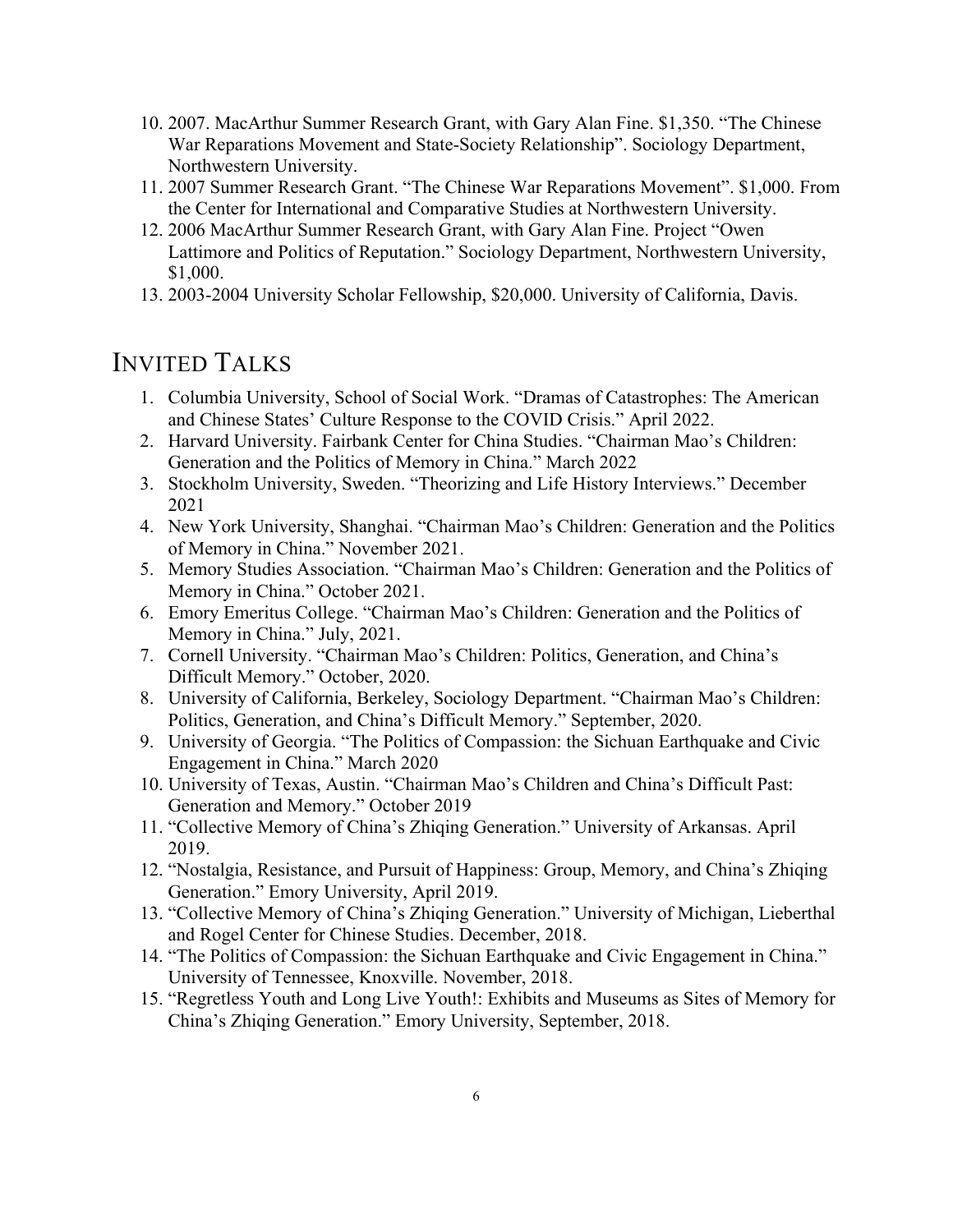10. 2007. MacArthur Summer Research Grant, with Gary Alan Fine. $1,350. "The Chinese War Reparations Movement and State-Society Relationship". Sociology Department, Northwestern University.
11. 2007 Summer Research Grant. "The Chinese War Reparations Movement". $1,000. From the Center for International and Comparative Studies at Northwestern University.
12. 2006 MacArthur Summer Research Grant, with Gary Alan Fine. Project "Owen Lattimore and Politics of Reputation." Sociology Department, Northwestern University, $1,000.
13. 2003-2004 University Scholar Fellowship, $20,000. University of California, Davis.

## INVITED TALKS

1. Columbia University, School of Social Work. "Dramas of Catastrophes: The American and Chinese States' Culture Response to the COVID Crisis." April 2022.
2. Harvard University. Fairbank Center for China Studies. "Chairman Mao's Children: Generation and the Politics of Memory in China." March 2022
3. Stockholm University, Sweden. "Theorizing and Life History Interviews." December 2021
4. New York University, Shanghai. "Chairman Mao's Children: Generation and the Politics of Memory in China." November 2021.
5. Memory Studies Association. "Chairman Mao's Children: Generation and the Politics of Memory in China." October 2021.
6. Emory Emeritus College. "Chairman Mao's Children: Generation and the Politics of Memory in China." July, 2021.
7. Cornell University. "Chairman Mao's Children: Politics, Generation, and China's Difficult Memory." October, 2020.
8. University of California, Berkeley, Sociology Department. "Chairman Mao's Children: Politics, Generation, and China's Difficult Memory." September, 2020.
9. University of Georgia. "The Politics of Compassion: the Sichuan Earthquake and Civic Engagement in China." March 2020
10. University of Texas, Austin. "Chairman Mao's Children and China's Difficult Past: Generation and Memory." October 2019
11. "Collective Memory of China's Zhiqing Generation." University of Arkansas. April 2019.
12. "Nostalgia, Resistance, and Pursuit of Happiness: Group, Memory, and China's Zhiqing Generation." Emory University, April 2019.
13. "Collective Memory of China's Zhiqing Generation." University of Michigan, Lieberthal and Rogel Center for Chinese Studies. December, 2018.
14. "The Politics of Compassion: the Sichuan Earthquake and Civic Engagement in China." University of Tennessee, Knoxville. November, 2018.
15. "Regretless Youth and Long Live Youth!: Exhibits and Museums as Sites of Memory for China's Zhiqing Generation." Emory University, September, 2018.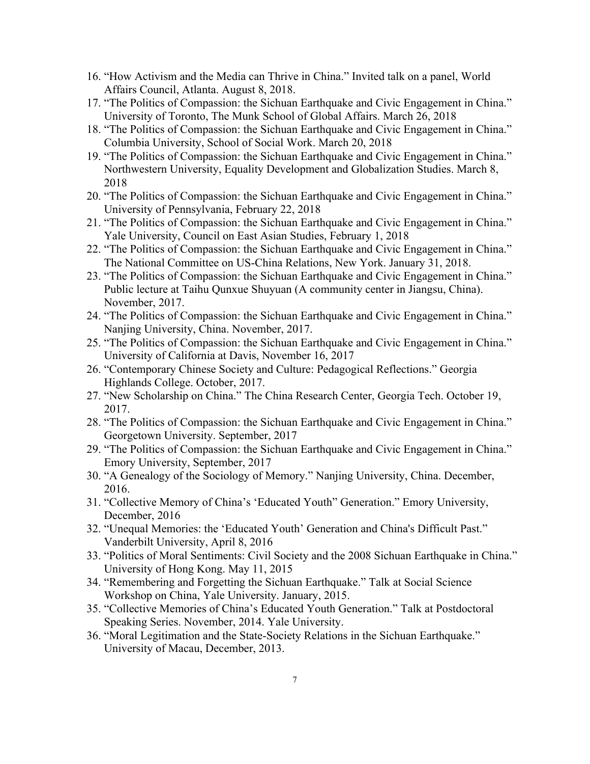16. "How Activism and the Media can Thrive in China." Invited talk on a panel, World Affairs Council, Atlanta. August 8, 2018.
17. "The Politics of Compassion: the Sichuan Earthquake and Civic Engagement in China." University of Toronto, The Munk School of Global Affairs. March 26, 2018
18. "The Politics of Compassion: the Sichuan Earthquake and Civic Engagement in China." Columbia University, School of Social Work. March 20, 2018
19. "The Politics of Compassion: the Sichuan Earthquake and Civic Engagement in China." Northwestern University, Equality Development and Globalization Studies. March 8, 2018
20. "The Politics of Compassion: the Sichuan Earthquake and Civic Engagement in China." University of Pennsylvania, February 22, 2018
21. "The Politics of Compassion: the Sichuan Earthquake and Civic Engagement in China." Yale University, Council on East Asian Studies, February 1, 2018
22. "The Politics of Compassion: the Sichuan Earthquake and Civic Engagement in China." The National Committee on US-China Relations, New York. January 31, 2018.
23. "The Politics of Compassion: the Sichuan Earthquake and Civic Engagement in China." Public lecture at Taihu Qunxue Shuyuan (A community center in Jiangsu, China). November, 2017.
24. "The Politics of Compassion: the Sichuan Earthquake and Civic Engagement in China." Nanjing University, China. November, 2017.
25. "The Politics of Compassion: the Sichuan Earthquake and Civic Engagement in China." University of California at Davis, November 16, 2017
26. "Contemporary Chinese Society and Culture: Pedagogical Reflections." Georgia Highlands College. October, 2017.
27. "New Scholarship on China." The China Research Center, Georgia Tech. October 19, 2017.
28. "The Politics of Compassion: the Sichuan Earthquake and Civic Engagement in China." Georgetown University. September, 2017
29. "The Politics of Compassion: the Sichuan Earthquake and Civic Engagement in China." Emory University, September, 2017
30. "A Genealogy of the Sociology of Memory." Nanjing University, China. December, 2016.
31. "Collective Memory of China's 'Educated Youth" Generation." Emory University, December, 2016
32. "Unequal Memories: the 'Educated Youth' Generation and China's Difficult Past." Vanderbilt University, April 8, 2016
33. "Politics of Moral Sentiments: Civil Society and the 2008 Sichuan Earthquake in China." University of Hong Kong. May 11, 2015
34. "Remembering and Forgetting the Sichuan Earthquake." Talk at Social Science Workshop on China, Yale University. January, 2015.
35. "Collective Memories of China's Educated Youth Generation." Talk at Postdoctoral Speaking Series. November, 2014. Yale University.
36. "Moral Legitimation and the State-Society Relations in the Sichuan Earthquake." University of Macau, December, 2013.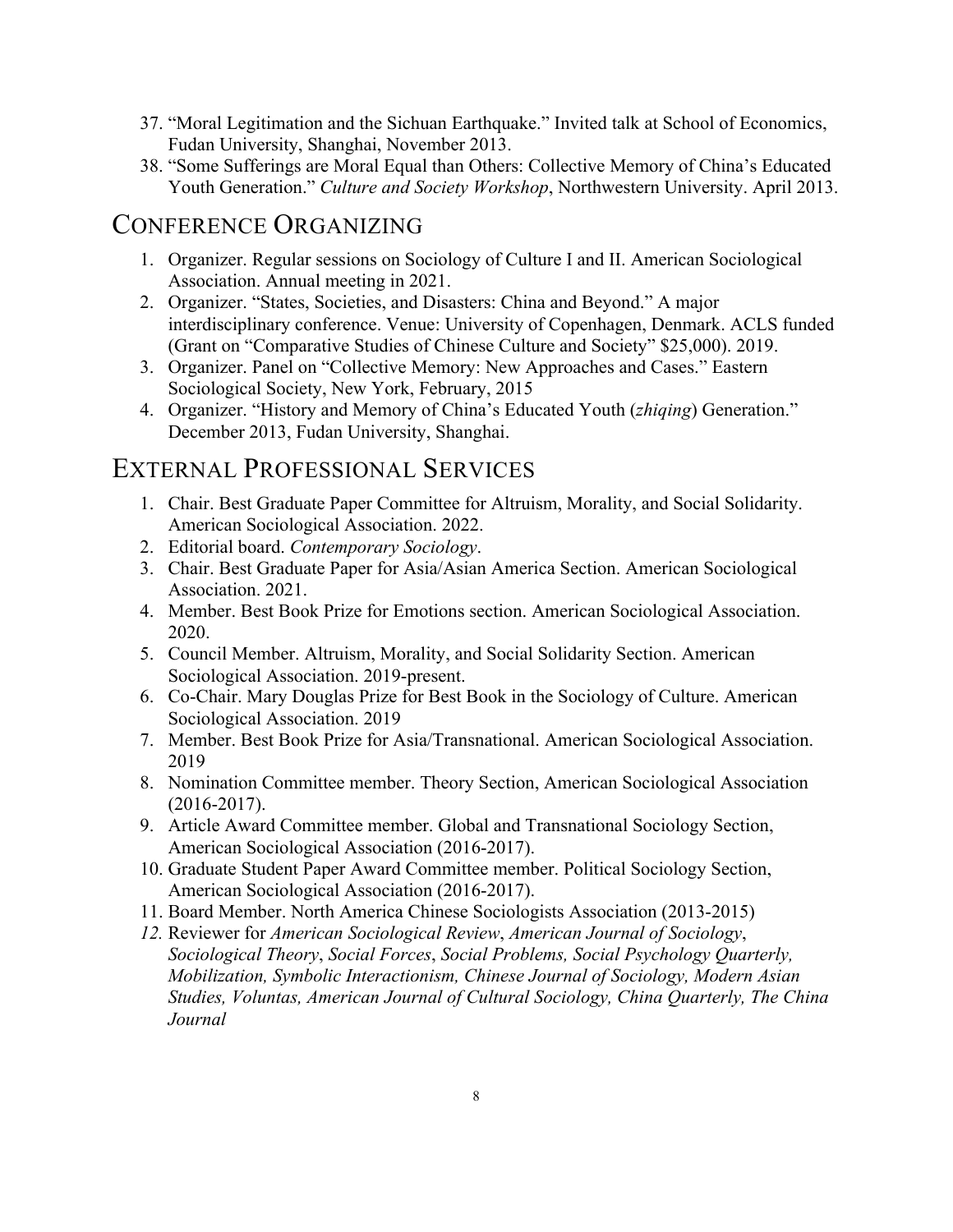37. "Moral Legitimation and the Sichuan Earthquake." Invited talk at School of Economics, Fudan University, Shanghai, November 2013.
38. "Some Sufferings are Moral Equal than Others: Collective Memory of China's Educated Youth Generation." *Culture and Society Workshop*, Northwestern University. April 2013.

## CONFERENCE ORGANIZING

1. Organizer. Regular sessions on Sociology of Culture I and II. American Sociological Association. Annual meeting in 2021.
2. Organizer. "States, Societies, and Disasters: China and Beyond." A major interdisciplinary conference. Venue: University of Copenhagen, Denmark. ACLS funded (Grant on "Comparative Studies of Chinese Culture and Society" $25,000). 2019.
3. Organizer. Panel on "Collective Memory: New Approaches and Cases." Eastern Sociological Society, New York, February, 2015
4. Organizer. "History and Memory of China's Educated Youth (*zhiqing*) Generation." December 2013, Fudan University, Shanghai.

## EXTERNAL PROFESSIONAL SERVICES

1. Chair. Best Graduate Paper Committee for Altruism, Morality, and Social Solidarity. American Sociological Association. 2022.
2. Editorial board. *Contemporary Sociology*.
3. Chair. Best Graduate Paper for Asia/Asian America Section. American Sociological Association. 2021.
4. Member. Best Book Prize for Emotions section. American Sociological Association. 2020.
5. Council Member. Altruism, Morality, and Social Solidarity Section. American Sociological Association. 2019-present.
6. Co-Chair. Mary Douglas Prize for Best Book in the Sociology of Culture. American Sociological Association. 2019
7. Member. Best Book Prize for Asia/Transnational. American Sociological Association. 2019
8. Nomination Committee member. Theory Section, American Sociological Association (2016-2017).
9. Article Award Committee member. Global and Transnational Sociology Section, American Sociological Association (2016-2017).
10. Graduate Student Paper Award Committee member. Political Sociology Section, American Sociological Association (2016-2017).
11. Board Member. North America Chinese Sociologists Association (2013-2015)
12. Reviewer for *American Sociological Review*, *American Journal of Sociology*, *Sociological Theory*, *Social Forces*, *Social Problems, Social Psychology Quarterly, Mobilization, Symbolic Interactionism, Chinese Journal of Sociology, Modern Asian Studies, Voluntas, American Journal of Cultural Sociology, China Quarterly, The China Journal*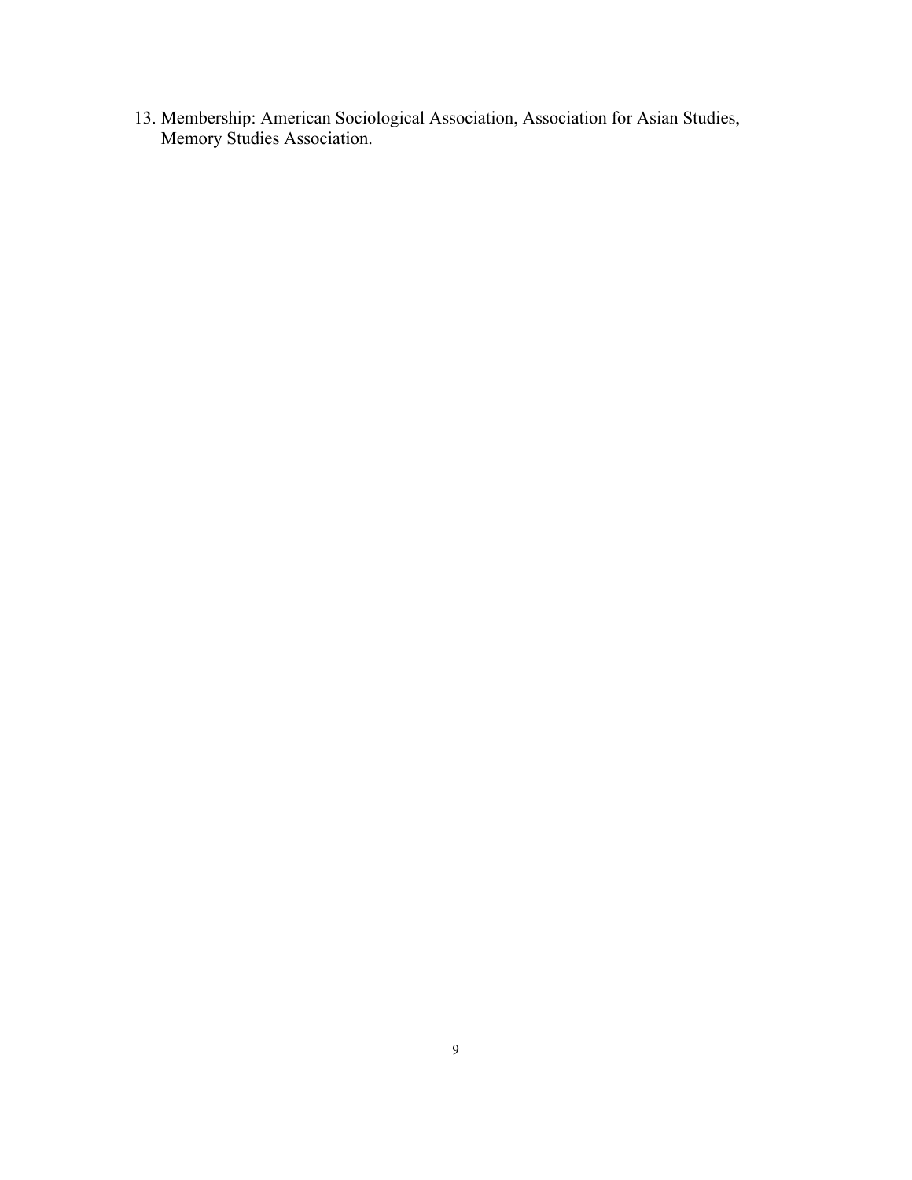13. Membership: American Sociological Association, Association for Asian Studies, Memory Studies Association.